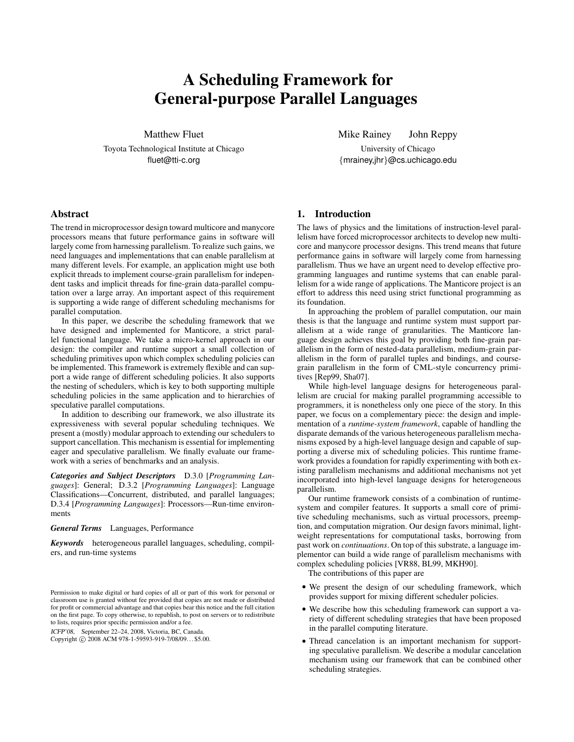# A Scheduling Framework for General-purpose Parallel Languages

Matthew Fluet
Toyota Technological Institute at Chicago
fluet@tti-c.org

Mike Rainey John Reppy
University of Chicago
{mrainey,jhr}@cs.uchicago.edu

## Abstract

The trend in microprocessor design toward multicore and manycore processors means that future performance gains in software will largely come from harnessing parallelism. To realize such gains, we need languages and implementations that can enable parallelism at many different levels. For example, an application might use both explicit threads to implement course-grain parallelism for independent tasks and implicit threads for fine-grain data-parallel computation over a large array. An important aspect of this requirement is supporting a wide range of different scheduling mechanisms for parallel computation.

In this paper, we describe the scheduling framework that we have designed and implemented for Manticore, a strict parallel functional language. We take a micro-kernel approach in our design: the compiler and runtime support a small collection of scheduling primitives upon which complex scheduling policies can be implemented. This framework is extremely flexible and can support a wide range of different scheduling policies. It also supports the nesting of schedulers, which is key to both supporting multiple scheduling policies in the same application and to hierarchies of speculative parallel computations.

In addition to describing our framework, we also illustrate its expressiveness with several popular scheduling techniques. We present a (mostly) modular approach to extending our schedulers to support cancellation. This mechanism is essential for implementing eager and speculative parallelism. We finally evaluate our framework with a series of benchmarks and an analysis.

***Categories and Subject Descriptors*** D.3.0 [*Programming Languages*]: General; D.3.2 [*Programming Languages*]: Language Classifications—Concurrent, distributed, and parallel languages; D.3.4 [*Programming Languages*]: Processors—Run-time environments

***General Terms*** Languages, Performance

***Keywords*** heterogeneous parallel languages, scheduling, compilers, and run-time systems

Permission to make digital or hard copies of all or part of this work for personal or classroom use is granted without fee provided that copies are not made or distributed for profit or commercial advantage and that copies bear this notice and the full citation on the first page. To copy otherwise, to republish, to post on servers or to redistribute to lists, requires prior specific permission and/or a fee.

*ICFP'08,* September 22–24, 2008, Victoria, BC, Canada.
Copyright © 2008 ACM 978-1-59593-919-7/08/09. . . $5.00.

## 1. Introduction

The laws of physics and the limitations of instruction-level parallelism have forced microprocessor architects to develop new multicore and manycore processor designs. This trend means that future performance gains in software will largely come from harnessing parallelism. Thus we have an urgent need to develop effective programming languages and runtime systems that can enable parallelism for a wide range of applications. The Manticore project is an effort to address this need using strict functional programming as its foundation.

In approaching the problem of parallel computation, our main thesis is that the language and runtime system must support parallelism at a wide range of granularities. The Manticore language design achieves this goal by providing both fine-grain parallelism in the form of nested-data parallelism, medium-grain parallelism in the form of parallel tuples and bindings, and course-grain parallelism in the form of CML-style concurrency primitives [Rep99, Sha07].

While high-level language designs for heterogeneous parallelism are crucial for making parallel programming accessible to programmers, it is nonetheless only one piece of the story. In this paper, we focus on a complementary piece: the design and implementation of a *runtime-system framework*, capable of handling the disparate demands of the various heterogeneous parallelism mechanisms exposed by a high-level language design and capable of supporting a diverse mix of scheduling policies. This runtime framework provides a foundation for rapidly experimenting with both existing parallelism mechanisms and additional mechanisms not yet incorporated into high-level language designs for heterogeneous parallelism.

Our runtime framework consists of a combination of runtime-system and compiler features. It supports a small core of primitive scheduling mechanisms, such as virtual processors, preemption, and computation migration. Our design favors minimal, lightweight representations for computational tasks, borrowing from past work on *continuations*. On top of this substrate, a language implementor can build a wide range of parallelism mechanisms with complex scheduling policies [VR88, BL99, MKH90].

The contributions of this paper are

- We present the design of our scheduling framework, which provides support for mixing different scheduler policies.
- We describe how this scheduling framework can support a variety of different scheduling strategies that have been proposed in the parallel computing literature.
- Thread cancelation is an important mechanism for supporting speculative parallelism. We describe a modular cancelation mechanism using our framework that can be combined other scheduling strategies.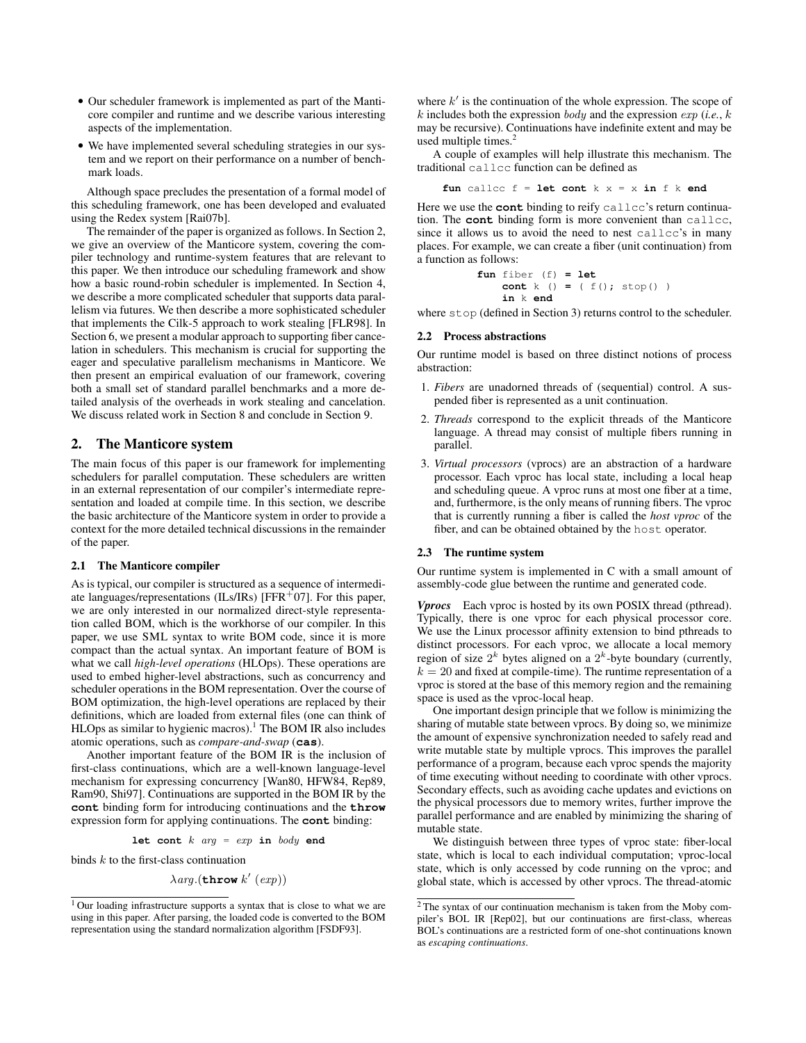- Our scheduler framework is implemented as part of the Manticore compiler and runtime and we describe various interesting aspects of the implementation.
- We have implemented several scheduling strategies in our system and we report on their performance on a number of benchmark loads.

Although space precludes the presentation of a formal model of this scheduling framework, one has been developed and evaluated using the Redex system [Rai07b].

The remainder of the paper is organized as follows. In Section 2, we give an overview of the Manticore system, covering the compiler technology and runtime-system features that are relevant to this paper. We then introduce our scheduling framework and show how a basic round-robin scheduler is implemented. In Section 4, we describe a more complicated scheduler that supports data parallelism via futures. We then describe a more sophisticated scheduler that implements the Cilk-5 approach to work stealing [FLR98]. In Section 6, we present a modular approach to supporting fiber cancelation in schedulers. This mechanism is crucial for supporting the eager and speculative parallelism mechanisms in Manticore. We then present an empirical evaluation of our framework, covering both a small set of standard parallel benchmarks and a more detailed analysis of the overheads in work stealing and cancelation. We discuss related work in Section 8 and conclude in Section 9.

## 2. The Manticore system

The main focus of this paper is our framework for implementing schedulers for parallel computation. These schedulers are written in an external representation of our compiler's intermediate representation and loaded at compile time. In this section, we describe the basic architecture of the Manticore system in order to provide a context for the more detailed technical discussions in the remainder of the paper.

### 2.1 The Manticore compiler

As is typical, our compiler is structured as a sequence of intermediate languages/representations (ILs/IRs) [FFR+07]. For this paper, we are only interested in our normalized direct-style representation called BOM, which is the workhorse of our compiler. In this paper, we use SML syntax to write BOM code, since it is more compact than the actual syntax. An important feature of BOM is what we call *high-level operations* (HLOps). These operations are used to embed higher-level abstractions, such as concurrency and scheduler operations in the BOM representation. Over the course of BOM optimization, the high-level operations are replaced by their definitions, which are loaded from external files (one can think of HLOps as similar to hygienic macros).[1] The BOM IR also includes atomic operations, such as *compare-and-swap* (**cas**).

Another important feature of the BOM IR is the inclusion of first-class continuations, which are a well-known language-level mechanism for expressing concurrency [Wan80, HFW84, Rep89, Ram90, Shi97]. Continuations are supported in the BOM IR by the **cont** binding form for introducing continuations and the **throw** expression form for applying continuations. The **cont** binding:

$$\textbf{let cont } k \ arg = exp \textbf{ in } body \textbf{ end}$$

binds $k$ to the first-class continuation

$$\lambda arg.(\textbf{throw } k' \ (exp))$$

where $k'$ is the continuation of the whole expression. The scope of $k$ includes both the expression $body$ and the expression $exp$ (*i.e.*, $k$ may be recursive). Continuations have indefinite extent and may be used multiple times.[2]

A couple of examples will help illustrate this mechanism. The traditional `callcc` function can be defined as

```
fun callcc f = let cont k x = x in f k end
```

Here we use the **cont** binding to reify `callcc`'s return continuation. The **cont** binding form is more convenient than `callcc`, since it allows us to avoid the need to nest `callcc`'s in many places. For example, we can create a fiber (unit continuation) from a function as follows:

```
fun fiber (f) = let
    cont k () = ( f(); stop() )
    in k end
```

where `stop` (defined in Section 3) returns control to the scheduler.

### 2.2 Process abstractions

Our runtime model is based on three distinct notions of process abstraction:

1. *Fibers* are unadorned threads of (sequential) control. A suspended fiber is represented as a unit continuation.
2. *Threads* correspond to the explicit threads of the Manticore language. A thread may consist of multiple fibers running in parallel.
3. *Virtual processors* (vprocs) are an abstraction of a hardware processor. Each vproc has local state, including a local heap and scheduling queue. A vproc runs at most one fiber at a time, and, furthermore, is the only means of running fibers. The vproc that is currently running a fiber is called the *host vproc* of the fiber, and can be obtained obtained by the `host` operator.

### 2.3 The runtime system

Our runtime system is implemented in C with a small amount of assembly-code glue between the runtime and generated code.

***Vprocs*** Each vproc is hosted by its own POSIX thread (pthread). Typically, there is one vproc for each physical processor core. We use the Linux processor affinity extension to bind pthreads to distinct processors. For each vproc, we allocate a local memory region of size $2^k$ bytes aligned on a $2^k$-byte boundary (currently, $k = 20$ and fixed at compile-time). The runtime representation of a vproc is stored at the base of this memory region and the remaining space is used as the vproc-local heap.

One important design principle that we follow is minimizing the sharing of mutable state between vprocs. By doing so, we minimize the amount of expensive synchronization needed to safely read and write mutable state by multiple vprocs. This improves the parallel performance of a program, because each vproc spends the majority of time executing without needing to coordinate with other vprocs. Secondary effects, such as avoiding cache updates and evictions on the physical processors due to memory writes, further improve the parallel performance and are enabled by minimizing the sharing of mutable state.

We distinguish between three types of vproc state: fiber-local state, which is local to each individual computation; vproc-local state, which is only accessed by code running on the vproc; and global state, which is accessed by other vprocs. The thread-atomic

---

[1] Our loading infrastructure supports a syntax that is close to what we are using in this paper. After parsing, the loaded code is converted to the BOM representation using the standard normalization algorithm [FSDF93].

[2] The syntax of our continuation mechanism is taken from the Moby compiler's BOL IR [Rep02], but our continuations are first-class, whereas BOL's continuations are a restricted form of one-shot continuations known as *escaping continuations*.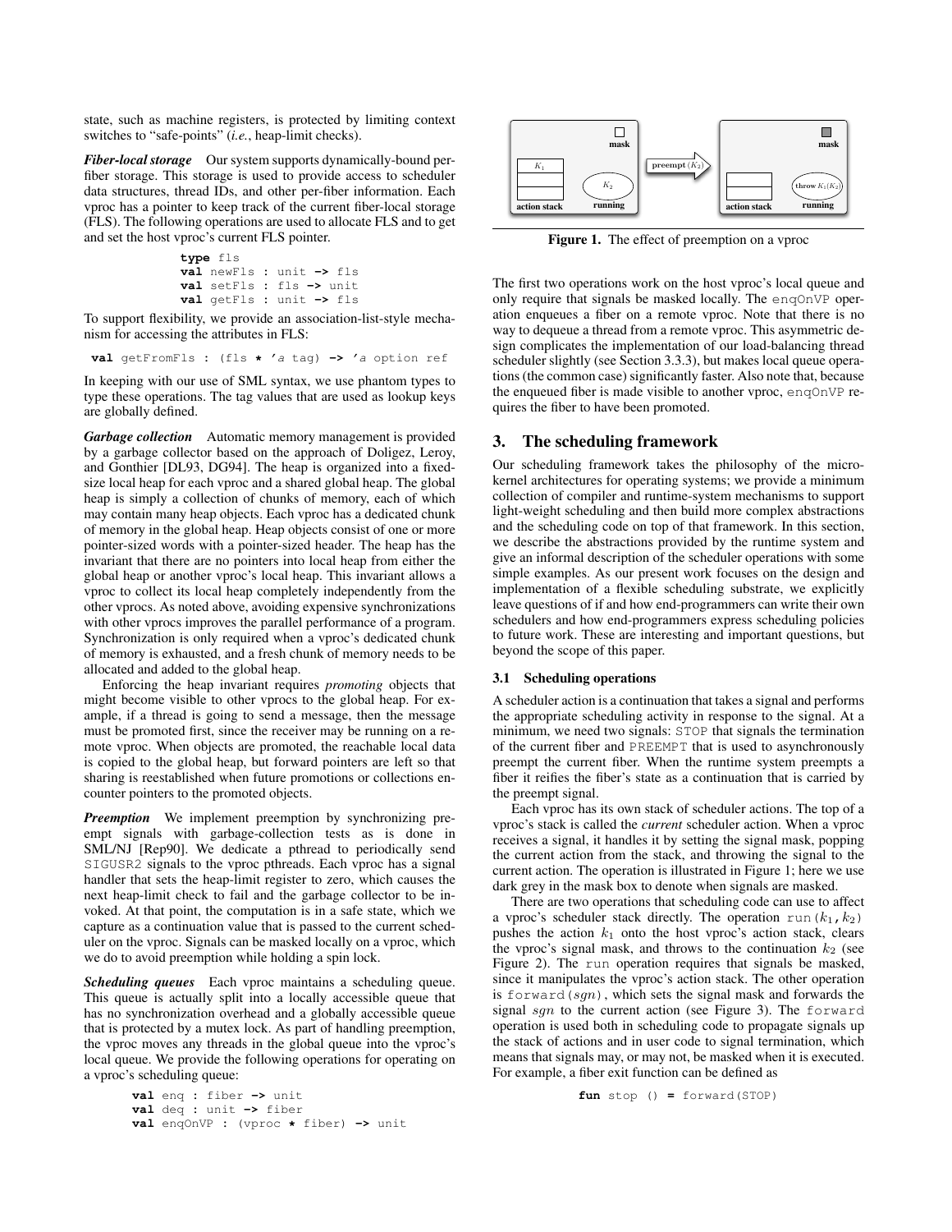state, such as machine registers, is protected by limiting context switches to "safe-points" (*i.e.*, heap-limit checks).

***Fiber-local storage*** Our system supports dynamically-bound per-fiber storage. This storage is used to provide access to scheduler data structures, thread IDs, and other per-fiber information. Each vproc has a pointer to keep track of the current fiber-local storage (FLS). The following operations are used to allocate FLS and to get and set the host vproc's current FLS pointer.

```
type fls
val newFls : unit -> fls
val setFls : fls -> unit
val getFls : unit -> fls
```

To support flexibility, we provide an association-list-style mechanism for accessing the attributes in FLS:

```
val getFromFls : (fls * 'a tag) -> 'a option ref
```

In keeping with our use of SML syntax, we use phantom types to type these operations. The tag values that are used as lookup keys are globally defined.

***Garbage collection*** Automatic memory management is provided by a garbage collector based on the approach of Doligez, Leroy, and Gonthier [DL93, DG94]. The heap is organized into a fixed-size local heap for each vproc and a shared global heap. The global heap is simply a collection of chunks of memory, each of which may contain many heap objects. Each vproc has a dedicated chunk of memory in the global heap. Heap objects consist of one or more pointer-sized words with a pointer-sized header. The heap has the invariant that there are no pointers into local heap from either the global heap or another vproc's local heap. This invariant allows a vproc to collect its local heap completely independently from the other vprocs. As noted above, avoiding expensive synchronizations with other vprocs improves the parallel performance of a program. Synchronization is only required when a vproc's dedicated chunk of memory is exhausted, and a fresh chunk of memory needs to be allocated and added to the global heap.

Enforcing the heap invariant requires *promoting* objects that might become visible to other vprocs to the global heap. For example, if a thread is going to send a message, then the message must be promoted first, since the receiver may be running on a remote vproc. When objects are promoted, the reachable local data is copied to the global heap, but forward pointers are left so that sharing is reestablished when future promotions or collections encounter pointers to the promoted objects.

***Preemption*** We implement preemption by synchronizing preempt signals with garbage-collection tests as is done in SML/NJ [Rep90]. We dedicate a pthread to periodically send SIGUSR2 signals to the vproc pthreads. Each vproc has a signal handler that sets the heap-limit register to zero, which causes the next heap-limit check to fail and the garbage collector to be invoked. At that point, the computation is in a safe state, which we capture as a continuation value that is passed to the current scheduler on the vproc. Signals can be masked locally on a vproc, which we do to avoid preemption while holding a spin lock.

***Scheduling queues*** Each vproc maintains a scheduling queue. This queue is actually split into a locally accessible queue that has no synchronization overhead and a globally accessible queue that is protected by a mutex lock. As part of handling preemption, the vproc moves any threads in the global queue into the vproc's local queue. We provide the following operations for operating on a vproc's scheduling queue:

```
val enq : fiber -> unit
val deq : unit -> fiber
val enqOnVP : (vproc * fiber) -> unit
```

mask

$K_1$

$K_2$

action stack

running

preempt $(K_2)$

mask

action stack

throw $K_1(K_2)$

running

**Figure 1.** The effect of preemption on a vproc

The first two operations work on the host vproc's local queue and only require that signals be masked locally. The enqOnVP operation enqueues a fiber on a remote vproc. Note that there is no way to dequeue a thread from a remote vproc. This asymmetric design complicates the implementation of our load-balancing thread scheduler slightly (see Section 3.3.3), but makes local queue operations (the common case) significantly faster. Also note that, because the enqueued fiber is made visible to another vproc, enqOnVP requires the fiber to have been promoted.

## 3. The scheduling framework

Our scheduling framework takes the philosophy of the micro-kernel architectures for operating systems; we provide a minimum collection of compiler and runtime-system mechanisms to support light-weight scheduling and then build more complex abstractions and the scheduling code on top of that framework. In this section, we describe the abstractions provided by the runtime system and give an informal description of the scheduler operations with some simple examples. As our present work focuses on the design and implementation of a flexible scheduling substrate, we explicitly leave questions of if and how end-programmers can write their own schedulers and how end-programmers express scheduling policies to future work. These are interesting and important questions, but beyond the scope of this paper.

### 3.1 Scheduling operations

A scheduler action is a continuation that takes a signal and performs the appropriate scheduling activity in response to the signal. At a minimum, we need two signals: STOP that signals the termination of the current fiber and PREEMPT that is used to asynchronously preempt the current fiber. When the runtime system preempts a fiber it reifies the fiber's state as a continuation that is carried by the preempt signal.

Each vproc has its own stack of scheduler actions. The top of a vproc's stack is called the *current* scheduler action. When a vproc receives a signal, it handles it by setting the signal mask, popping the current action from the stack, and throwing the signal to the current action. The operation is illustrated in Figure 1; here we use dark grey in the mask box to denote when signals are masked.

There are two operations that scheduling code can use to affect a vproc's scheduler stack directly. The operation run $(k_1, k_2)$ pushes the action $k_1$ onto the host vproc's action stack, clears the vproc's signal mask, and throws to the continuation $k_2$ (see Figure 2). The run operation requires that signals be masked, since it manipulates the vproc's action stack. The other operation is forward $(sgn)$, which sets the signal mask and forwards the signal $sgn$ to the current action (see Figure 3). The forward operation is used both in scheduling code to propagate signals up the stack of actions and in user code to signal termination, which means that signals may, or may not, be masked when it is executed. For example, a fiber exit function can be defined as

```
fun stop () = forward(STOP)
```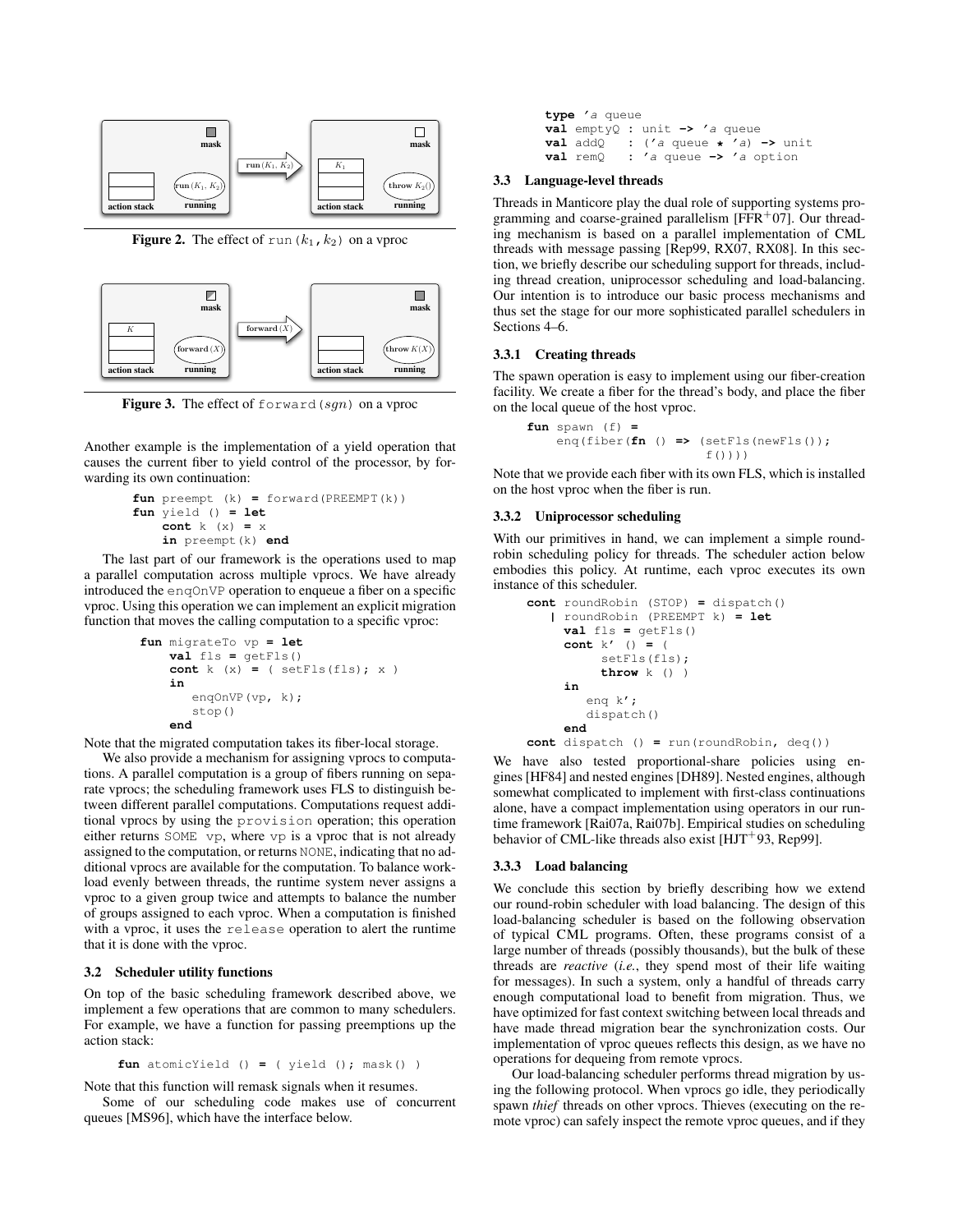mask

run $(K_1, K_2)$

action stack

running

run $(K_1, K_2)$

mask

$K_1$

action stack

throw $K_2()$

running

**Figure 2.** The effect of `run(`$k_1$`,`$k_2$`)` on a vproc

mask

$K$

forward $(X)$

action stack

running

forward $(X)$

mask

action stack

throw $K(X)$

running

**Figure 3.** The effect of `forward(`*sgn*`)` on a vproc

Another example is the implementation of a yield operation that causes the current fiber to yield control of the processor, by forwarding its own continuation:

```
fun preempt (k) = forward(PREEMPT(k))
fun yield () = let
    cont k (x) = x
    in preempt(k) end
```

The last part of our framework is the operations used to map a parallel computation across multiple vprocs. We have already introduced the `enqOnVP` operation to enqueue a fiber on a specific vproc. Using this operation we can implement an explicit migration function that moves the calling computation to a specific vproc:

```
fun migrateTo vp = let
    val fls = getFls()
    cont k (x) = ( setFls(fls); x )
    in
       enqOnVP(vp, k);
       stop()
    end
```

Note that the migrated computation takes its fiber-local storage.

We also provide a mechanism for assigning vprocs to computations. A parallel computation is a group of fibers running on separate vprocs; the scheduling framework uses FLS to distinguish between different parallel computations. Computations request additional vprocs by using the `provision` operation; this operation either returns `SOME vp`, where `vp` is a vproc that is not already assigned to the computation, or returns `NONE`, indicating that no additional vprocs are available for the computation. To balance workload evenly between threads, the runtime system never assigns a vproc to a given group twice and attempts to balance the number of groups assigned to each vproc. When a computation is finished with a vproc, it uses the `release` operation to alert the runtime that it is done with the vproc.

### 3.2 Scheduler utility functions

On top of the basic scheduling framework described above, we implement a few operations that are common to many schedulers. For example, we have a function for passing preemptions up the action stack:

```
fun atomicYield () = ( yield (); mask() )
```

Note that this function will remask signals when it resumes.

Some of our scheduling code makes use of concurrent queues [MS96], which have the interface below.

```
type 'a queue
val emptyQ : unit -> 'a queue
val addQ   : ('a queue * 'a) -> unit
val remQ   : 'a queue -> 'a option
```

### 3.3 Language-level threads

Threads in Manticore play the dual role of supporting systems programming and coarse-grained parallelism [FFR+07]. Our threading mechanism is based on a parallel implementation of CML threads with message passing [Rep99, RX07, RX08]. In this section, we briefly describe our scheduling support for threads, including thread creation, uniprocessor scheduling and load-balancing. Our intention is to introduce our basic process mechanisms and thus set the stage for our more sophisticated parallel schedulers in Sections 4–6.

#### 3.3.1 Creating threads

The spawn operation is easy to implement using our fiber-creation facility. We create a fiber for the thread's body, and place the fiber on the local queue of the host vproc.

```
fun spawn (f) =
    enq(fiber(fn () => (setFls(newFls());
                        f())))
```

Note that we provide each fiber with its own FLS, which is installed on the host vproc when the fiber is run.

#### 3.3.2 Uniprocessor scheduling

With our primitives in hand, we can implement a simple round-robin scheduling policy for threads. The scheduler action below embodies this policy. At runtime, each vproc executes its own instance of this scheduler.

```
cont roundRobin (STOP) = dispatch()
   | roundRobin (PREEMPT k) = let
     val fls = getFls()
     cont k' () = (
          setFls(fls);
          throw k () )
     in
        enq k';
        dispatch()
     end
cont dispatch () = run(roundRobin, deq())
```

We have also tested proportional-share policies using engines [HF84] and nested engines [DH89]. Nested engines, although somewhat complicated to implement with first-class continuations alone, have a compact implementation using operators in our runtime framework [Rai07a, Rai07b]. Empirical studies on scheduling behavior of CML-like threads also exist [HJT+93, Rep99].

#### 3.3.3 Load balancing

We conclude this section by briefly describing how we extend our round-robin scheduler with load balancing. The design of this load-balancing scheduler is based on the following observation of typical CML programs. Often, these programs consist of a large number of threads (possibly thousands), but the bulk of these threads are *reactive* (*i.e.*, they spend most of their life waiting for messages). In such a system, only a handful of threads carry enough computational load to benefit from migration. Thus, we have optimized for fast context switching between local threads and have made thread migration bear the synchronization costs. Our implementation of vproc queues reflects this design, as we have no operations for dequeing from remote vprocs.

Our load-balancing scheduler performs thread migration by using the following protocol. When vprocs go idle, they periodically spawn *thief* threads on other vprocs. Thieves (executing on the remote vproc) can safely inspect the remote vproc queues, and if they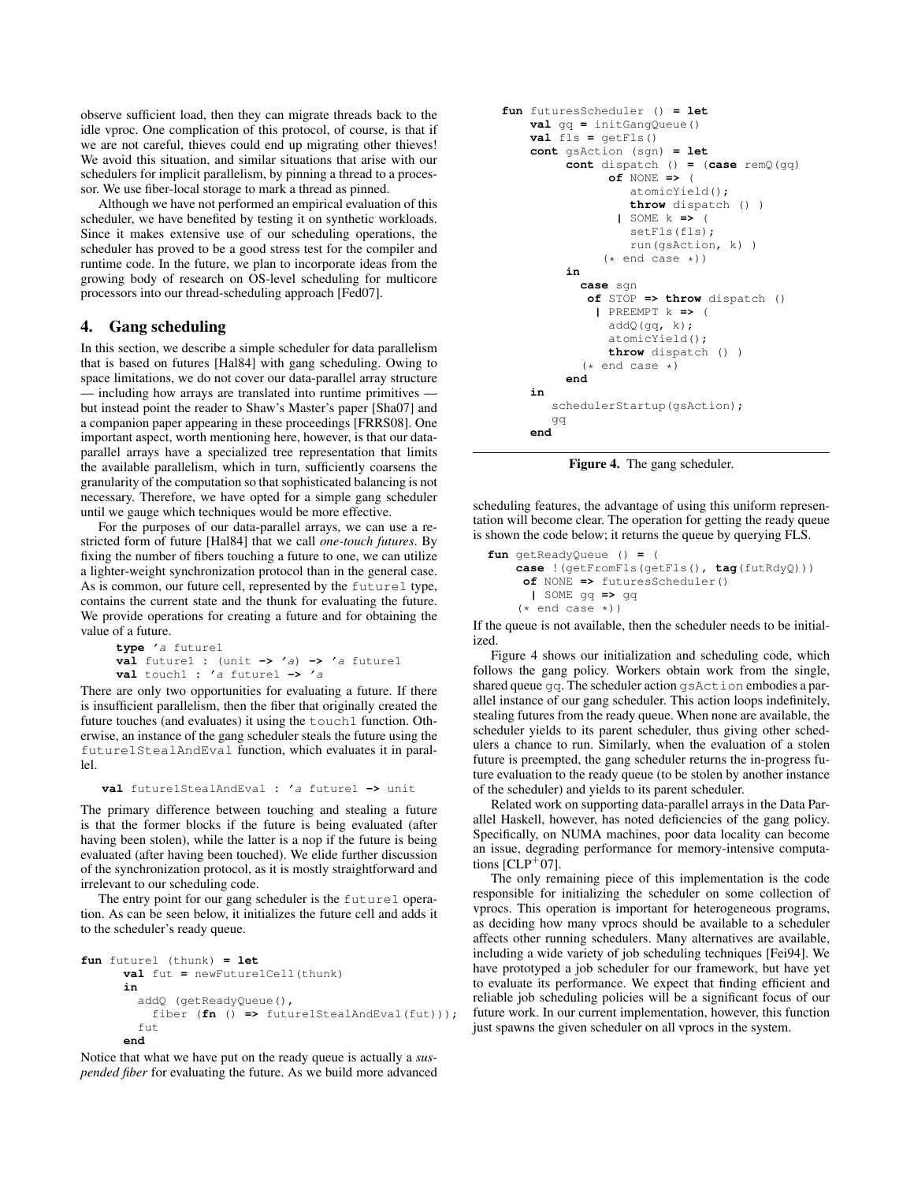observe sufficient load, then they can migrate threads back to the idle vproc. One complication of this protocol, of course, is that if we are not careful, thieves could end up migrating other thieves! We avoid this situation, and similar situations that arise with our schedulers for implicit parallelism, by pinning a thread to a processor. We use fiber-local storage to mark a thread as pinned.

Although we have not performed an empirical evaluation of this scheduler, we have benefited by testing it on synthetic workloads. Since it makes extensive use of our scheduling operations, the scheduler has proved to be a good stress test for the compiler and runtime code. In the future, we plan to incorporate ideas from the growing body of research on OS-level scheduling for multicore processors into our thread-scheduling approach [Fed07].

## 4. Gang scheduling

In this section, we describe a simple scheduler for data parallelism that is based on futures [Hal84] with gang scheduling. Owing to space limitations, we do not cover our data-parallel array structure — including how arrays are translated into runtime primitives — but instead point the reader to Shaw's Master's paper [Sha07] and a companion paper appearing in these proceedings [FRRS08]. One important aspect, worth mentioning here, however, is that our data-parallel arrays have a specialized tree representation that limits the available parallelism, which in turn, sufficiently coarsens the granularity of the computation so that sophisticated balancing is not necessary. Therefore, we have opted for a simple gang scheduler until we gauge which techniques would be more effective.

For the purposes of our data-parallel arrays, we can use a restricted form of future [Hal84] that we call *one-touch futures*. By fixing the number of fibers touching a future to one, we can utilize a lighter-weight synchronization protocol than in the general case. As is common, our future cell, represented by the `future1` type, contains the current state and the thunk for evaluating the future. We provide operations for creating a future and for obtaining the value of a future.

```
type 'a future1
val future1 : (unit -> 'a) -> 'a future1
val touch1 : 'a future1 -> 'a
```

There are only two opportunities for evaluating a future. If there is insufficient parallelism, then the fiber that originally created the future touches (and evaluates) it using the `touch1` function. Otherwise, an instance of the gang scheduler steals the future using the `future1StealAndEval` function, which evaluates it in parallel.

```
val future1StealAndEval : 'a future1 -> unit
```

The primary difference between touching and stealing a future is that the former blocks if the future is being evaluated (after having been stolen), while the latter is a nop if the future is being evaluated (after having been touched). We elide further discussion of the synchronization protocol, as it is mostly straightforward and irrelevant to our scheduling code.

The entry point for our gang scheduler is the `future1` operation. As can be seen below, it initializes the future cell and adds it to the scheduler's ready queue.

```
fun future1 (thunk) = let
      val fut = newFuture1Cell(thunk)
      in
        addQ (getReadyQueue(),
          fiber (fn () => future1StealAndEval(fut)));
        fut
      end
```

Notice that what we have put on the ready queue is actually a *suspended fiber* for evaluating the future. As we build more advanced scheduling features, the advantage of using this uniform representation will become clear. The operation for getting the ready queue is shown the code below; it returns the queue by querying FLS.

```
fun getReadyQueue () = (
    case !(getFromFls(getFls(), tag(futRdyQ)))
     of NONE => futuresScheduler()
      | SOME gq => gq
    (* end case *))
```

If the queue is not available, then the scheduler needs to be initialized.

```
fun futuresScheduler () = let
      val gq = initGangQueue()
      val fls = getFls()
      cont gsAction (sgn) = let
            cont dispatch () = (case remQ(gq)
                  of NONE => (
                     atomicYield();
                     throw dispatch () )
                   | SOME k => (
                     setFls(fls);
                     run(gsAction, k) )
                 (* end case *))
            in
              case sgn
               of STOP => throw dispatch ()
                | PREEMPT k => (
                  addQ(gq, k);
                  atomicYield();
                  throw dispatch () )
              (* end case *)
            end
      in
        schedulerStartup(gsAction);
        gq
      end
```

**Figure 4.** The gang scheduler.

Figure 4 shows our initialization and scheduling code, which follows the gang policy. Workers obtain work from the single, shared queue `gq`. The scheduler action `gsAction` embodies a parallel instance of our gang scheduler. This action loops indefinitely, stealing futures from the ready queue. When none are available, the scheduler yields to its parent scheduler, thus giving other schedulers a chance to run. Similarly, when the evaluation of a stolen future is preempted, the gang scheduler returns the in-progress future evaluation to the ready queue (to be stolen by another instance of the scheduler) and yields to its parent scheduler.

Related work on supporting data-parallel arrays in the Data Parallel Haskell, however, has noted deficiencies of the gang policy. Specifically, on NUMA machines, poor data locality can become an issue, degrading performance for memory-intensive computations [CLP+07].

The only remaining piece of this implementation is the code responsible for initializing the scheduler on some collection of vprocs. This operation is important for heterogeneous programs, as deciding how many vprocs should be available to a scheduler affects other running schedulers. Many alternatives are available, including a wide variety of job scheduling techniques [Fei94]. We have prototyped a job scheduler for our framework, but have yet to evaluate its performance. We expect that finding efficient and reliable job scheduling policies will be a significant focus of our future work. In our current implementation, however, this function just spawns the given scheduler on all vprocs in the system.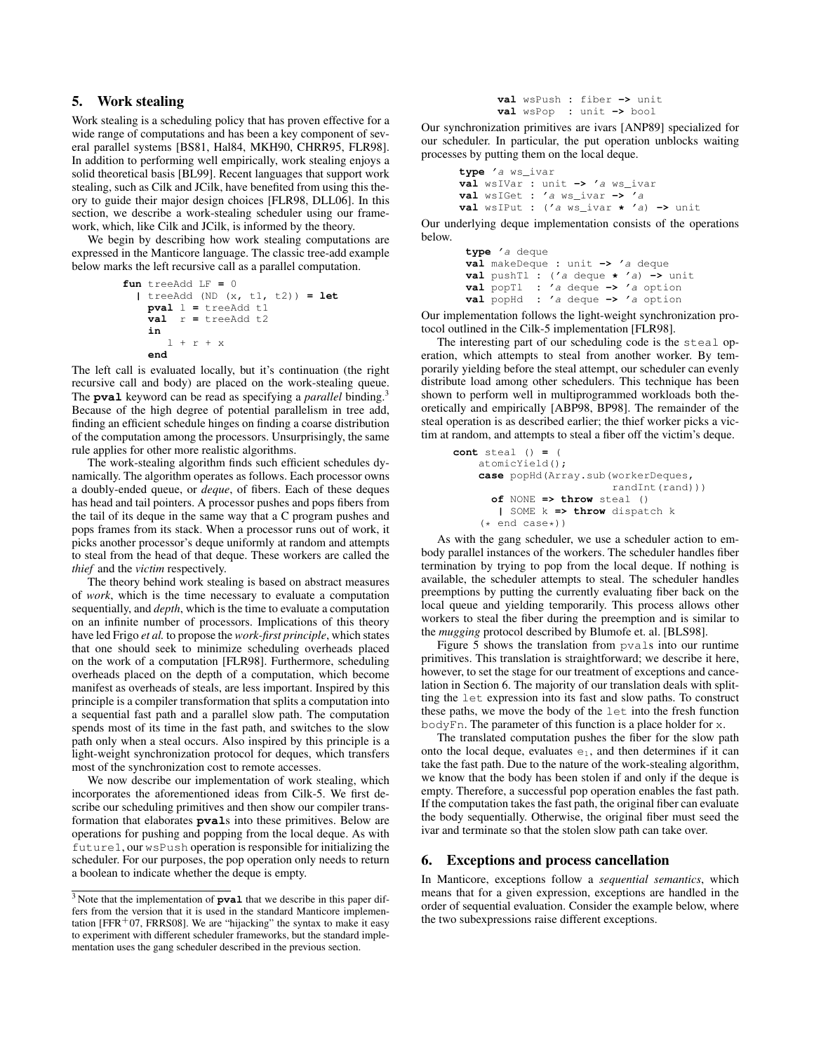## 5. Work stealing

Work stealing is a scheduling policy that has proven effective for a wide range of computations and has been a key component of several parallel systems [BS81, Hal84, MKH90, CHRR95, FLR98]. In addition to performing well empirically, work stealing enjoys a solid theoretical basis [BL99]. Recent languages that support work stealing, such as Cilk and JCilk, have benefited from using this theory to guide their major design choices [FLR98, DLL06]. In this section, we describe a work-stealing scheduler using our framework, which, like Cilk and JCilk, is informed by the theory.

We begin by describing how work stealing computations are expressed in the Manticore language. The classic tree-add example below marks the left recursive call as a parallel computation.

```
fun treeAdd LF = 0
  | treeAdd (ND (x, t1, t2)) = let
    pval l = treeAdd t1
    val  r = treeAdd t2
    in
       l + r + x
    end
```

The left call is evaluated locally, but it's continuation (the right recursive call and body) are placed on the work-stealing queue. The **pval** keyword can be read as specifying a *parallel* binding.[3] Because of the high degree of potential parallelism in tree add, finding an efficient schedule hinges on finding a coarse distribution of the computation among the processors. Unsurprisingly, the same rule applies for other more realistic algorithms.

The work-stealing algorithm finds such efficient schedules dynamically. The algorithm operates as follows. Each processor owns a doubly-ended queue, or *deque*, of fibers. Each of these deques has head and tail pointers. A processor pushes and pops fibers from the tail of its deque in the same way that a C program pushes and pops frames from its stack. When a processor runs out of work, it picks another processor's deque uniformly at random and attempts to steal from the head of that deque. These workers are called the *thief* and the *victim* respectively.

The theory behind work stealing is based on abstract measures of *work*, which is the time necessary to evaluate a computation sequentially, and *depth*, which is the time to evaluate a computation on an infinite number of processors. Implications of this theory have led Frigo *et al.* to propose the *work-first principle*, which states that one should seek to minimize scheduling overheads placed on the work of a computation [FLR98]. Furthermore, scheduling overheads placed on the depth of a computation, which become manifest as overheads of steals, are less important. Inspired by this principle is a compiler transformation that splits a computation into a sequential fast path and a parallel slow path. The computation spends most of its time in the fast path, and switches to the slow path only when a steal occurs. Also inspired by this principle is a light-weight synchronization protocol for deques, which transfers most of the synchronization cost to remote accesses.

We now describe our implementation of work stealing, which incorporates the aforementioned ideas from Cilk-5. We first describe our scheduling primitives and then show our compiler transformation that elaborates **pval**s into these primitives. Below are operations for pushing and popping from the local deque. As with `future1`, our `wsPush` operation is responsible for initializing the scheduler. For our purposes, the pop operation only needs to return a boolean to indicate whether the deque is empty.

```
val wsPush : fiber -> unit
val wsPop  : unit -> bool
```

Our synchronization primitives are ivars [ANP89] specialized for our scheduler. In particular, the put operation unblocks waiting processes by putting them on the local deque.

```
type 'a ws_ivar
val wsIVar : unit -> 'a ws_ivar
val wsIGet : 'a ws_ivar -> 'a
val wsIPut : ('a ws_ivar * 'a) -> unit
```

Our underlying deque implementation consists of the operations below.

```
type 'a deque
val makeDeque : unit -> 'a deque
val pushTl : ('a deque * 'a) -> unit
val popTl  : 'a deque -> 'a option
val popHd  : 'a deque -> 'a option
```

Our implementation follows the light-weight synchronization protocol outlined in the Cilk-5 implementation [FLR98].

The interesting part of our scheduling code is the `steal` operation, which attempts to steal from another worker. By temporarily yielding before the steal attempt, our scheduler can evenly distribute load among other schedulers. This technique has been shown to perform well in multiprogrammed workloads both theoretically and empirically [ABP98, BP98]. The remainder of the steal operation is as described earlier; the thief worker picks a victim at random, and attempts to steal a fiber off the victim's deque.

```
cont steal () = (
    atomicYield();
    case popHd(Array.sub(workerDeques,
                         randInt(rand)))
      of NONE => throw steal ()
       | SOME k => throw dispatch k
    (* end case*))
```

As with the gang scheduler, we use a scheduler action to embody parallel instances of the workers. The scheduler handles fiber termination by trying to pop from the local deque. If nothing is available, the scheduler attempts to steal. The scheduler handles preemptions by putting the currently evaluating fiber back on the local queue and yielding temporarily. This process allows other workers to steal the fiber during the preemption and is similar to the *mugging* protocol described by Blumofe et. al. [BLS98].

Figure 5 shows the translation from `pval`s into our runtime primitives. This translation is straightforward; we describe it here, however, to set the stage for our treatment of exceptions and cancelation in Section 6. The majority of our translation deals with splitting the `let` expression into its fast and slow paths. To construct these paths, we move the body of the `let` into the fresh function `bodyFn`. The parameter of this function is a place holder for `x`.

The translated computation pushes the fiber for the slow path onto the local deque, evaluates $e_1$, and then determines if it can take the fast path. Due to the nature of the work-stealing algorithm, we know that the body has been stolen if and only if the deque is empty. Therefore, a successful pop operation enables the fast path. If the computation takes the fast path, the original fiber can evaluate the body sequentially. Otherwise, the original fiber must seed the ivar and terminate so that the stolen slow path can take over.

## 6. Exceptions and process cancellation

In Manticore, exceptions follow a *sequential semantics*, which means that for a given expression, exceptions are handled in the order of sequential evaluation. Consider the example below, where the two subexpressions raise different exceptions.

[3] Note that the implementation of **pval** that we describe in this paper differs from the version that it is used in the standard Manticore implementation [FFR+07, FRRS08]. We are "hijacking" the syntax to make it easy to experiment with different scheduler frameworks, but the standard implementation uses the gang scheduler described in the previous section.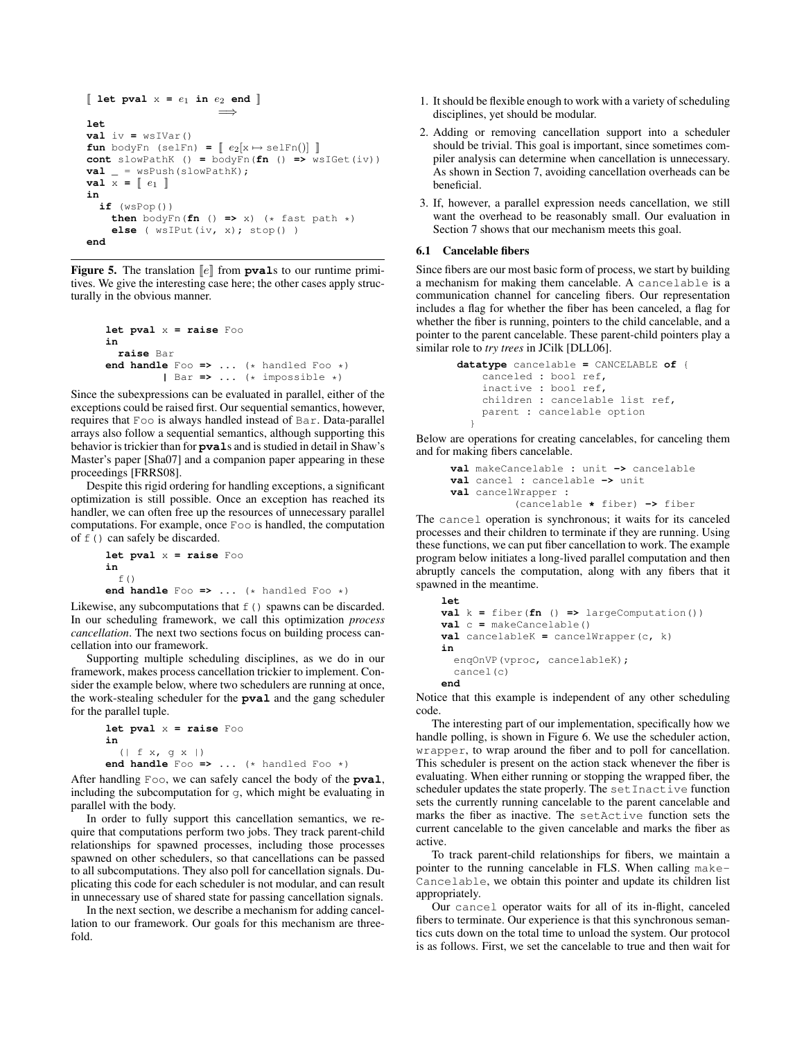```
⟦ let pval x = e1 in e2 end ⟧
                    ⟹
let
val iv = wsIVar()
fun bodyFn (selFn) = ⟦ e2[x ↦ selFn()] ⟧
cont slowPathK () = bodyFn(fn () => wsIGet(iv))
val _ = wsPush(slowPathK);
val x = ⟦ e1 ⟧
in
  if (wsPop())
    then bodyFn(fn () => x) (* fast path *)
    else ( wsIPut(iv, x); stop() )
end
```

**Figure 5.** The translation $[\![e]\!]$ from **pval**s to our runtime primitives. We give the interesting case here; the other cases apply structurally in the obvious manner.

```
let pval x = raise Foo
in
  raise Bar
end handle Foo => ... (* handled Foo *)
         | Bar => ... (* impossible *)
```

Since the subexpressions can be evaluated in parallel, either of the exceptions could be raised first. Our sequential semantics, however, requires that Foo is always handled instead of Bar. Data-parallel arrays also follow a sequential semantics, although supporting this behavior is trickier than for **pval**s and is studied in detail in Shaw's Master's paper [Sha07] and a companion paper appearing in these proceedings [FRRS08].

Despite this rigid ordering for handling exceptions, a significant optimization is still possible. Once an exception has reached its handler, we can often free up the resources of unnecessary parallel computations. For example, once Foo is handled, the computation of f() can safely be discarded.

```
let pval x = raise Foo
in
  f()
end handle Foo => ... (* handled Foo *)
```

Likewise, any subcomputations that f() spawns can be discarded. In our scheduling framework, we call this optimization *process cancellation*. The next two sections focus on building process cancellation into our framework.

Supporting multiple scheduling disciplines, as we do in our framework, makes process cancellation trickier to implement. Consider the example below, where two schedulers are running at once, the work-stealing scheduler for the **pval** and the gang scheduler for the parallel tuple.

```
let pval x = raise Foo
in
  (| f x, g x |)
end handle Foo => ... (* handled Foo *)
```

After handling Foo, we can safely cancel the body of the **pval**, including the subcomputation for g, which might be evaluating in parallel with the body.

In order to fully support this cancellation semantics, we require that computations perform two jobs. They track parent-child relationships for spawned processes, including those processes spawned on other schedulers, so that cancellations can be passed to all subcomputations. They also poll for cancellation signals. Duplicating this code for each scheduler is not modular, and can result in unnecessary use of shared state for passing cancellation signals.

In the next section, we describe a mechanism for adding cancellation to our framework. Our goals for this mechanism are threefold.

1. It should be flexible enough to work with a variety of scheduling disciplines, yet should be modular.
2. Adding or removing cancellation support into a scheduler should be trivial. This goal is important, since sometimes compiler analysis can determine when cancellation is unnecessary. As shown in Section 7, avoiding cancellation overheads can be beneficial.
3. If, however, a parallel expression needs cancellation, we still want the overhead to be reasonably small. Our evaluation in Section 7 shows that our mechanism meets this goal.

### 6.1 Cancelable fibers

Since fibers are our most basic form of process, we start by building a mechanism for making them cancelable. A cancelable is a communication channel for canceling fibers. Our representation includes a flag for whether the fiber has been canceled, a flag for whether the fiber is running, pointers to the child cancelable, and a pointer to the parent cancelable. These parent-child pointers play a similar role to *try trees* in JCilk [DLL06].

```
datatype cancelable = CANCELABLE of {
    canceled : bool ref,
    inactive : bool ref,
    children : cancelable list ref,
    parent : cancelable option
  }
```

Below are operations for creating cancelables, for canceling them and for making fibers cancelable.

```
val makeCancelable : unit -> cancelable
val cancel : cancelable -> unit
val cancelWrapper :
          (cancelable * fiber) -> fiber
```

The cancel operation is synchronous; it waits for its canceled processes and their children to terminate if they are running. Using these functions, we can put fiber cancellation to work. The example program below initiates a long-lived parallel computation and then abruptly cancels the computation, along with any fibers that it spawned in the meantime.

```
let
val k = fiber(fn () => largeComputation())
val c = makeCancelable()
val cancelableK = cancelWrapper(c, k)
in
  enqOnVP(vproc, cancelableK);
  cancel(c)
end
```

Notice that this example is independent of any other scheduling code.

The interesting part of our implementation, specifically how we handle polling, is shown in Figure 6. We use the scheduler action, wrapper, to wrap around the fiber and to poll for cancellation. This scheduler is present on the action stack whenever the fiber is evaluating. When either running or stopping the wrapped fiber, the scheduler updates the state properly. The setInactive function sets the currently running cancelable to the parent cancelable and marks the fiber as inactive. The setActive function sets the current cancelable to the given cancelable and marks the fiber as active.

To track parent-child relationships for fibers, we maintain a pointer to the running cancelable in FLS. When calling makeCancelable, we obtain this pointer and update its children list appropriately.

Our cancel operator waits for all of its in-flight, canceled fibers to terminate. Our experience is that this synchronous semantics cuts down on the total time to unload the system. Our protocol is as follows. First, we set the cancelable to true and then wait for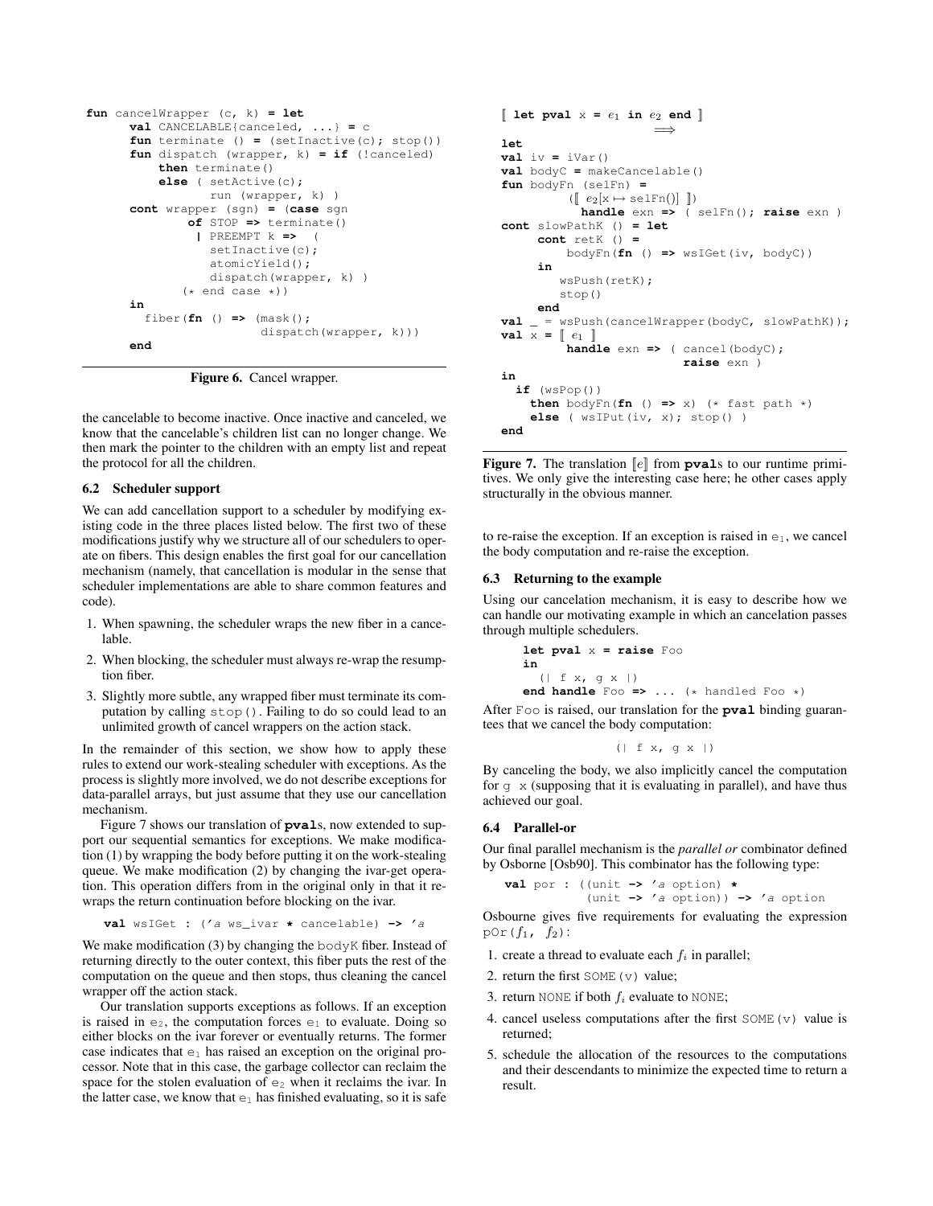```
fun cancelWrapper (c, k) = let
      val CANCELABLE{canceled, ...} = c
      fun terminate () = (setInactive(c); stop())
      fun dispatch (wrapper, k) = if (!canceled)
          then terminate()
          else ( setActive(c);
                 run (wrapper, k) )
      cont wrapper (sgn) = (case sgn
              of STOP => terminate()
               | PREEMPT k => (
                 setInactive(c);
                 atomicYield();
                 dispatch(wrapper, k) )
             (* end case *))
      in
        fiber(fn () => (mask();
                        dispatch(wrapper, k)))
      end
```

Figure 6. Cancel wrapper.

the cancelable to become inactive. Once inactive and canceled, we know that the cancelable's children list can no longer change. We then mark the pointer to the children with an empty list and repeat the protocol for all the children.

### 6.2 Scheduler support

We can add cancellation support to a scheduler by modifying existing code in the three places listed below. The first two of these modifications justify why we structure all of our schedulers to operate on fibers. This design enables the first goal for our cancellation mechanism (namely, that cancellation is modular in the sense that scheduler implementations are able to share common features and code).

1. When spawning, the scheduler wraps the new fiber in a cancelable.
2. When blocking, the scheduler must always re-wrap the resumption fiber.
3. Slightly more subtle, any wrapped fiber must terminate its computation by calling `stop()`. Failing to do so could lead to an unlimited growth of cancel wrappers on the action stack.

In the remainder of this section, we show how to apply these rules to extend our work-stealing scheduler with exceptions. As the process is slightly more involved, we do not describe exceptions for data-parallel arrays, but just assume that they use our cancellation mechanism.

Figure 7 shows our translation of **pval**s, now extended to support our sequential semantics for exceptions. We make modification (1) by wrapping the body before putting it on the work-stealing queue. We make modification (2) by changing the ivar-get operation. This operation differs from in the original only in that it re-wraps the return continuation before blocking on the ivar.

```
val wsIGet : ('a ws_ivar * cancelable) -> 'a
```

We make modification (3) by changing the `bodyK` fiber. Instead of returning directly to the outer context, this fiber puts the rest of the computation on the queue and then stops, thus cleaning the cancel wrapper off the action stack.

Our translation supports exceptions as follows. If an exception is raised in $e_2$, the computation forces $e_1$ to evaluate. Doing so either blocks on the ivar forever or eventually returns. The former case indicates that $e_1$ has raised an exception on the original processor. Note that in this case, the garbage collector can reclaim the space for the stolen evaluation of $e_2$ when it reclaims the ivar. In the latter case, we know that $e_1$ has finished evaluating, so it is safe

```
[[ let pval x = e1 in e2 end ]]
                    ==>
let
val iv = iVar()
val bodyC = makeCancelable()
fun bodyFn (selFn) =
        ([[ e2[x ↦ selFn()] ]])
          handle exn => ( selFn(); raise exn )
cont slowPathK () = let
      cont retK () =
          bodyFn(fn () => wsIGet(iv, bodyC))
      in
        wsPush(retK);
        stop()
      end
val _ = wsPush(cancelWrapper(bodyC, slowPathK));
val x = [[ e1 ]]
          handle exn => ( cancel(bodyC);
                          raise exn )
in
  if (wsPop())
    then bodyFn(fn () => x) (* fast path *)
    else ( wsIPut(iv, x); stop() )
end
```

**Figure 7.** The translation $[\![e]\!]$ from **pval**s to our runtime primitives. We only give the interesting case here; he other cases apply structurally in the obvious manner.

to re-raise the exception. If an exception is raised in $e_1$, we cancel the body computation and re-raise the exception.

### 6.3 Returning to the example

Using our cancelation mechanism, it is easy to describe how we can handle our motivating example in which an cancelation passes through multiple schedulers.

```
let pval x = raise Foo
in
  (| f x, g x |)
end handle Foo => ... (* handled Foo *)
```

After `Foo` is raised, our translation for the **pval** binding guarantees that we cancel the body computation:

```
(| f x, g x |)
```

By canceling the body, we also implicitly cancel the computation for `g x` (supposing that it is evaluating in parallel), and have thus achieved our goal.

### 6.4 Parallel-or

Our final parallel mechanism is the *parallel or* combinator defined by Osborne [Osb90]. This combinator has the following type:

```
val por : ((unit -> 'a option) *
           (unit -> 'a option)) -> 'a option
```

Osbourne gives five requirements for evaluating the expression `pOr(`$f_1$`, `$f_2$`)`:

1. create a thread to evaluate each $f_i$ in parallel;
2. return the first `SOME(v)` value;
3. return `NONE` if both $f_i$ evaluate to `NONE`;
4. cancel useless computations after the first `SOME(v)` value is returned;
5. schedule the allocation of the resources to the computations and their descendants to minimize the expected time to return a result.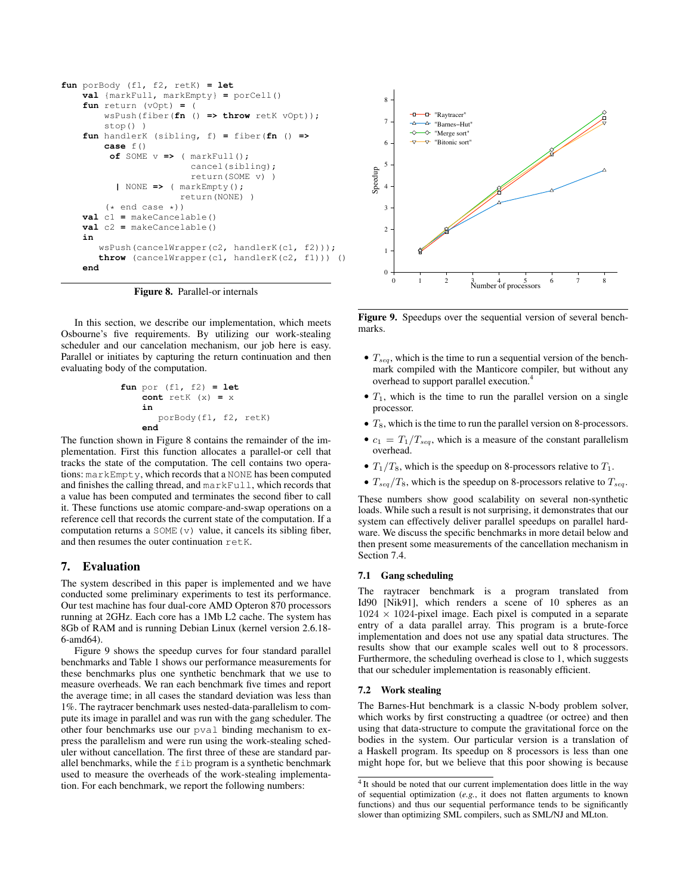```
fun porBody (f1, f2, retK) = let
    val {markFull, markEmpty} = porCell()
    fun return (vOpt) = (
        wsPush(fiber(fn () => throw retK vOpt));
        stop() )
    fun handlerK (sibling, f) = fiber(fn () =>
        case f()
         of SOME v => ( markFull();
                        cancel(sibling);
                        return(SOME v) )
          | NONE => ( markEmpty();
                      return(NONE) )
        (* end case *))
    val c1 = makeCancelable()
    val c2 = makeCancelable()
    in
       wsPush(cancelWrapper(c2, handlerK(c1, f2)));
       throw (cancelWrapper(c1, handlerK(c2, f1))) ()
    end
```

**Figure 8.** Parallel-or internals

In this section, we describe our implementation, which meets Osbourne's five requirements. By utilizing our work-stealing scheduler and our cancelation mechanism, our job here is easy. Parallel or initiates by capturing the return continuation and then evaluating body of the computation.

```
fun por (f1, f2) = let
    cont retK (x) = x
    in
       porBody(f1, f2, retK)
    end
```

The function shown in Figure 8 contains the remainder of the implementation. First this function allocates a parallel-or cell that tracks the state of the computation. The cell contains two operations: `markEmpty`, which records that a `NONE` has been computed and finishes the calling thread, and `markFull`, which records that a value has been computed and terminates the second fiber to call it. These functions use atomic compare-and-swap operations on a reference cell that records the current state of the computation. If a computation returns a `SOME(v)` value, it cancels its sibling fiber, and then resumes the outer continuation `retK`.

## 7. Evaluation

The system described in this paper is implemented and we have conducted some preliminary experiments to test its performance. Our test machine has four dual-core AMD Opteron 870 processors running at 2GHz. Each core has a 1Mb L2 cache. The system has 8Gb of RAM and is running Debian Linux (kernel version 2.6.18-6-amd64).

Figure 9 shows the speedup curves for four standard parallel benchmarks and Table 1 shows our performance measurements for these benchmarks plus one synthetic benchmark that we use to measure overheads. We ran each benchmark five times and report the average time; in all cases the standard deviation was less than 1%. The raytracer benchmark uses nested-data-parallelism to compute its image in parallel and was run with the gang scheduler. The other four benchmarks use our `pval` binding mechanism to express the parallelism and were run using the work-stealing scheduler without cancellation. The first three of these are standard parallel benchmarks, while the `fib` program is a synthetic benchmark used to measure the overheads of the work-stealing implementation. For each benchmark, we report the following numbers:

"Raytracer"
"Barnes–Hut"
"Merge sort"
"Bitonic sort"
Speedup
Number of processors
0 1 2 3 4 5 6 7 8
0 1 2 3 4 5 6 7 8

**Figure 9.** Speedups over the sequential version of several benchmarks.

- $T_{seq}$, which is the time to run a sequential version of the benchmark compiled with the Manticore compiler, but without any overhead to support parallel execution.[4]
- $T_1$, which is the time to run the parallel version on a single processor.
- $T_8$, which is the time to run the parallel version on 8-processors.
- $c_1 = T_1/T_{seq}$, which is a measure of the constant parallelism overhead.
- $T_1/T_8$, which is the speedup on 8-processors relative to $T_1$.
- $T_{seq}/T_8$, which is the speedup on 8-processors relative to $T_{seq}$.

These numbers show good scalability on several non-synthetic loads. While such a result is not surprising, it demonstrates that our system can effectively deliver parallel speedups on parallel hardware. We discuss the specific benchmarks in more detail below and then present some measurements of the cancellation mechanism in Section 7.4.

### 7.1 Gang scheduling

The raytracer benchmark is a program translated from Id90 [Nik91], which renders a scene of 10 spheres as an $1024 \times 1024$-pixel image. Each pixel is computed in a separate entry of a data parallel array. This program is a brute-force implementation and does not use any spatial data structures. The results show that our example scales well out to 8 processors. Furthermore, the scheduling overhead is close to 1, which suggests that our scheduler implementation is reasonably efficient.

### 7.2 Work stealing

The Barnes-Hut benchmark is a classic N-body problem solver, which works by first constructing a quadtree (or octree) and then using that data-structure to compute the gravitational force on the bodies in the system. Our particular version is a translation of a Haskell program. Its speedup on 8 processors is less than one might hope for, but we believe that this poor showing is because

[4] It should be noted that our current implementation does little in the way of sequential optimization (*e.g.*, it does not flatten arguments to known functions) and thus our sequential performance tends to be significantly slower than optimizing SML compilers, such as SML/NJ and MLton.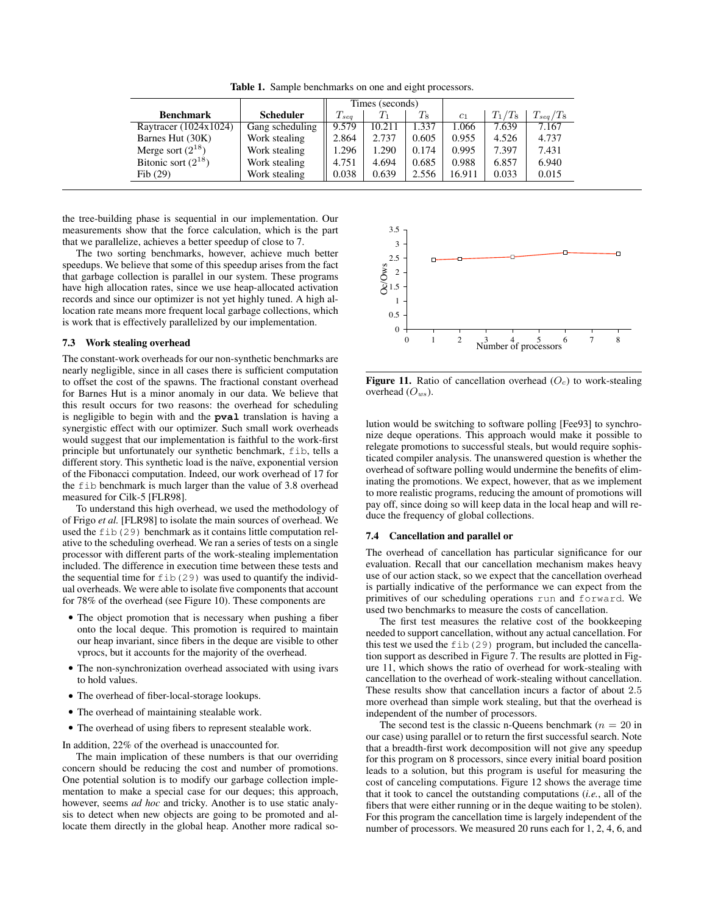**Table 1.** Sample benchmarks on one and eight processors.

| Benchmark | Scheduler | Times (seconds) | | | | | |
|---|---|---|---|---|---|---|---|
| | | $T_{seq}$ | $T_1$ | $T_8$ | $c_1$ | $T_1/T_8$ | $T_{seq}/T_8$ |
| Raytracer (1024x1024) | Gang scheduling | 9.579 | 10.211 | 1.337 | 1.066 | 7.639 | 7.167 |
| Barnes Hut (30K) | Work stealing | 2.864 | 2.737 | 0.605 | 0.955 | 4.526 | 4.737 |
| Merge sort ($2^{18}$) | Work stealing | 1.296 | 1.290 | 0.174 | 0.995 | 7.397 | 7.431 |
| Bitonic sort ($2^{18}$) | Work stealing | 4.751 | 4.694 | 0.685 | 0.988 | 6.857 | 6.940 |
| Fib (29) | Work stealing | 0.038 | 0.639 | 2.556 | 16.911 | 0.033 | 0.015 |

the tree-building phase is sequential in our implementation. Our measurements show that the force calculation, which is the part that we parallelize, achieves a better speedup of close to 7.

The two sorting benchmarks, however, achieve much better speedups. We believe that some of this speedup arises from the fact that garbage collection is parallel in our system. These programs have high allocation rates, since we use heap-allocated activation records and since our optimizer is not yet highly tuned. A high allocation rate means more frequent local garbage collections, which is work that is effectively parallelized by our implementation.

### 7.3 Work stealing overhead

The constant-work overheads for our non-synthetic benchmarks are nearly negligible, since in all cases there is sufficient computation to offset the cost of the spawns. The fractional constant overhead for Barnes Hut is a minor anomaly in our data. We believe that this result occurs for two reasons: the overhead for scheduling is negligible to begin with and the **pval** translation is having a synergistic effect with our optimizer. Such small work overheads would suggest that our implementation is faithful to the work-first principle but unfortunately our synthetic benchmark, `fib`, tells a different story. This synthetic load is the naïve, exponential version of the Fibonacci computation. Indeed, our work overhead of 17 for the `fib` benchmark is much larger than the value of 3.8 overhead measured for Cilk-5 [FLR98].

To understand this high overhead, we used the methodology of of Frigo *et al.* [FLR98] to isolate the main sources of overhead. We used the `fib(29)` benchmark as it contains little computation relative to the scheduling overhead. We ran a series of tests on a single processor with different parts of the work-stealing implementation included. The difference in execution time between these tests and the sequential time for `fib(29)` was used to quantify the individual overheads. We were able to isolate five components that account for 78% of the overhead (see Figure 10). These components are

- The object promotion that is necessary when pushing a fiber onto the local deque. This promotion is required to maintain our heap invariant, since fibers in the deque are visible to other vprocs, but it accounts for the majority of the overhead.
- The non-synchronization overhead associated with using ivars to hold values.
- The overhead of fiber-local-storage lookups.
- The overhead of maintaining stealable work.
- The overhead of using fibers to represent stealable work.

In addition, 22% of the overhead is unaccounted for.

The main implication of these numbers is that our overriding concern should be reducing the cost and number of promotions. One potential solution is to modify our garbage collection implementation to make a special case for our deques; this approach, however, seems *ad hoc* and tricky. Another is to use static analysis to detect when new objects are going to be promoted and allocate them directly in the global heap. Another more radical solution would be switching to software polling [Fee93] to synchronize deque operations. This approach would make it possible to relegate promotions to successful steals, but would require sophisticated compiler analysis. The unanswered question is whether the overhead of software polling would undermine the benefits of eliminating the promotions. We expect, however, that as we implement more realistic programs, reducing the amount of promotions will pay off, since doing so will keep data in the local heap and will reduce the frequency of global collections.

Oc/Ows
3.5
3
2.5
2
1.5
1
0.5
0
0 1 2 3 4 5 6 7 8
Number of processors

**Figure 11.** Ratio of cancellation overhead ($O_c$) to work-stealing overhead ($O_{ws}$).

### 7.4 Cancellation and parallel or

The overhead of cancellation has particular significance for our evaluation. Recall that our cancellation mechanism makes heavy use of our action stack, so we expect that the cancellation overhead is partially indicative of the performance we can expect from the primitives of our scheduling operations `run` and `forward`. We used two benchmarks to measure the costs of cancellation.

The first test measures the relative cost of the bookkeeping needed to support cancellation, without any actual cancellation. For this test we used the `fib(29)` program, but included the cancellation support as described in Figure 7. The results are plotted in Figure 11, which shows the ratio of overhead for work-stealing with cancellation to the overhead of work-stealing without cancellation. These results show that cancellation incurs a factor of about 2.5 more overhead than simple work stealing, but that the overhead is independent of the number of processors.

The second test is the classic n-Queens benchmark ($n = 20$ in our case) using parallel or to return the first successful search. Note that a breadth-first work decomposition will not give any speedup for this program on 8 processors, since every initial board position leads to a solution, but this program is useful for measuring the cost of canceling computations. Figure 12 shows the average time that it took to cancel the outstanding computations (*i.e.*, all of the fibers that were either running or in the deque waiting to be stolen). For this program the cancellation time is largely independent of the number of processors. We measured 20 runs each for 1, 2, 4, 6, and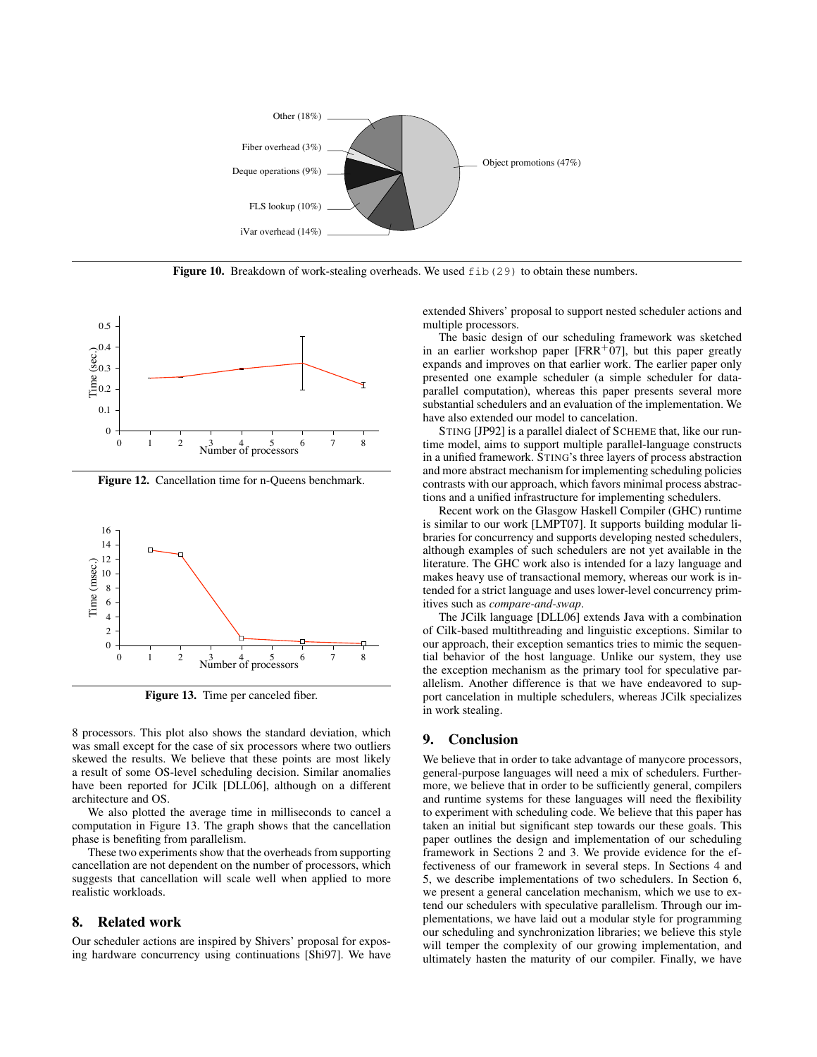Other (18%)

Fiber overhead (3%)

Deque operations (9%)

FLS lookup (10%)

iVar overhead (14%)

Object promotions (47%)

**Figure 10.** Breakdown of work-stealing overheads. We used `fib(29)` to obtain these numbers.

Time (sec.)

0.5
0.4
0.3
0.2
0.1
0

0 1 2 3 4 5 6 7 8

Number of processors

**Figure 12.** Cancellation time for n-Queens benchmark.

Time (msec.)

16
14
12
10
8
6
4
2
0

0 1 2 3 4 5 6 7 8

Number of processors

**Figure 13.** Time per canceled fiber.

8 processors. This plot also shows the standard deviation, which was small except for the case of six processors where two outliers skewed the results. We believe that these points are most likely a result of some OS-level scheduling decision. Similar anomalies have been reported for JCilk [DLL06], although on a different architecture and OS.

We also plotted the average time in milliseconds to cancel a computation in Figure 13. The graph shows that the cancellation phase is benefiting from parallelism.

These two experiments show that the overheads from supporting cancellation are not dependent on the number of processors, which suggests that cancellation will scale well when applied to more realistic workloads.

## 8. Related work

Our scheduler actions are inspired by Shivers' proposal for exposing hardware concurrency using continuations [Shi97]. We have extended Shivers' proposal to support nested scheduler actions and multiple processors.

The basic design of our scheduling framework was sketched in an earlier workshop paper [FRR[+]07], but this paper greatly expands and improves on that earlier work. The earlier paper only presented one example scheduler (a simple scheduler for data-parallel computation), whereas this paper presents several more substantial schedulers and an evaluation of the implementation. We have also extended our model to cancelation.

STING [JP92] is a parallel dialect of SCHEME that, like our runtime model, aims to support multiple parallel-language constructs in a unified framework. STING's three layers of process abstraction and more abstract mechanism for implementing scheduling policies contrasts with our approach, which favors minimal process abstractions and a unified infrastructure for implementing schedulers.

Recent work on the Glasgow Haskell Compiler (GHC) runtime is similar to our work [LMPT07]. It supports building modular libraries for concurrency and supports developing nested schedulers, although examples of such schedulers are not yet available in the literature. The GHC work also is intended for a lazy language and makes heavy use of transactional memory, whereas our work is intended for a strict language and uses lower-level concurrency primitives such as *compare-and-swap*.

The JCilk language [DLL06] extends Java with a combination of Cilk-based multithreading and linguistic exceptions. Similar to our approach, their exception semantics tries to mimic the sequential behavior of the host language. Unlike our system, they use the exception mechanism as the primary tool for speculative parallelism. Another difference is that we have endeavored to support cancelation in multiple schedulers, whereas JCilk specializes in work stealing.

## 9. Conclusion

We believe that in order to take advantage of manycore processors, general-purpose languages will need a mix of schedulers. Furthermore, we believe that in order to be sufficiently general, compilers and runtime systems for these languages will need the flexibility to experiment with scheduling code. We believe that this paper has taken an initial but significant step towards our these goals. This paper outlines the design and implementation of our scheduling framework in Sections 2 and 3. We provide evidence for the effectiveness of our framework in several steps. In Sections 4 and 5, we describe implementations of two schedulers. In Section 6, we present a general cancelation mechanism, which we use to extend our schedulers with speculative parallelism. Through our implementations, we have laid out a modular style for programming our scheduling and synchronization libraries; we believe this style will temper the complexity of our growing implementation, and ultimately hasten the maturity of our compiler. Finally, we have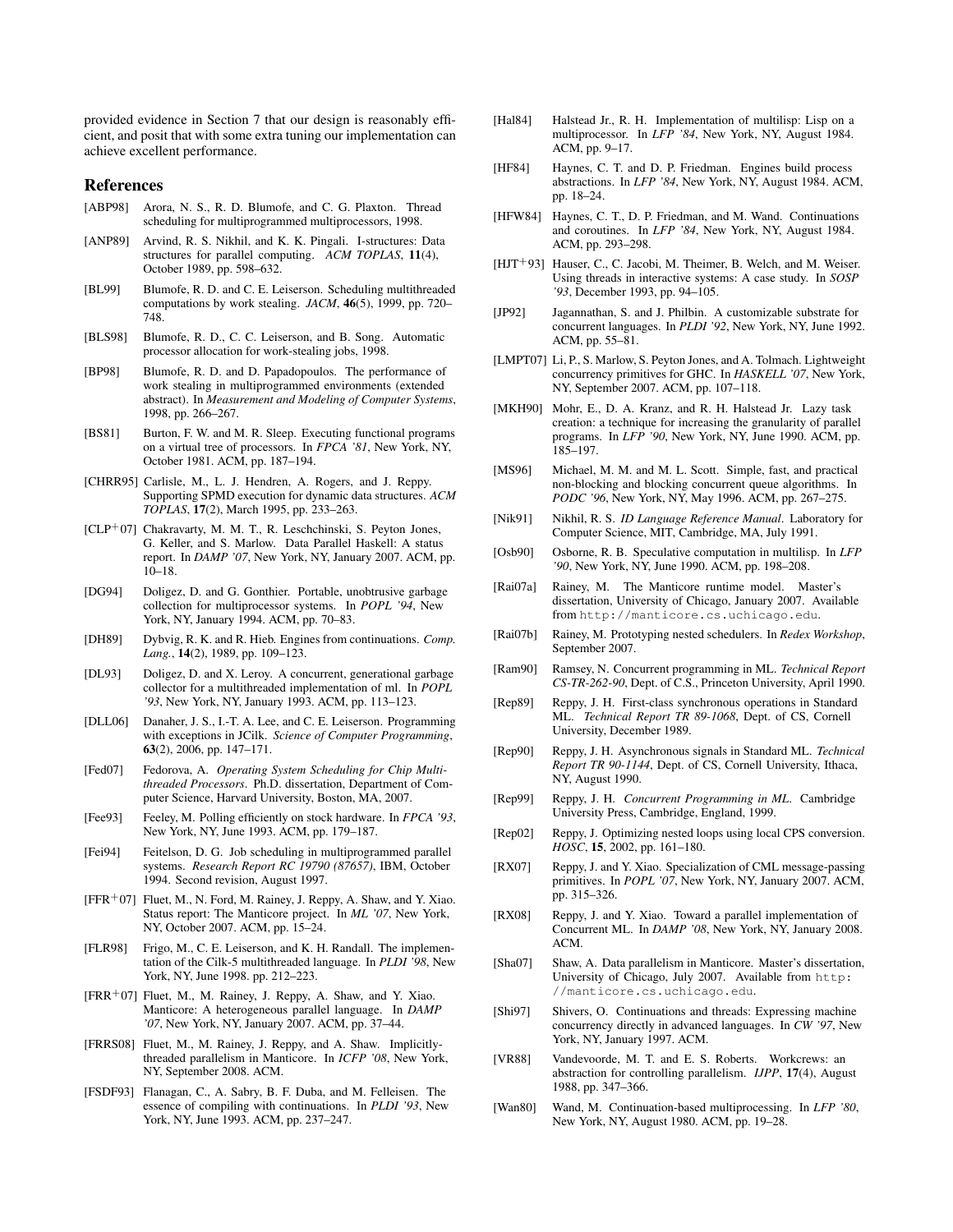provided evidence in Section 7 that our design is reasonably efficient, and posit that with some extra tuning our implementation can achieve excellent performance.

## References

[ABP98] Arora, N. S., R. D. Blumofe, and C. G. Plaxton. Thread scheduling for multiprogrammed multiprocessors, 1998.

[ANP89] Arvind, R. S. Nikhil, and K. K. Pingali. I-structures: Data structures for parallel computing. *ACM TOPLAS*, **11**(4), October 1989, pp. 598–632.

[BL99] Blumofe, R. D. and C. E. Leiserson. Scheduling multithreaded computations by work stealing. *JACM*, **46**(5), 1999, pp. 720–748.

[BLS98] Blumofe, R. D., C. C. Leiserson, and B. Song. Automatic processor allocation for work-stealing jobs, 1998.

[BP98] Blumofe, R. D. and D. Papadopoulos. The performance of work stealing in multiprogrammed environments (extended abstract). In *Measurement and Modeling of Computer Systems*, 1998, pp. 266–267.

[BS81] Burton, F. W. and M. R. Sleep. Executing functional programs on a virtual tree of processors. In *FPCA '81*, New York, NY, October 1981. ACM, pp. 187–194.

[CHRR95] Carlisle, M., L. J. Hendren, A. Rogers, and J. Reppy. Supporting SPMD execution for dynamic data structures. *ACM TOPLAS*, **17**(2), March 1995, pp. 233–263.

[CLP+07] Chakravarty, M. M. T., R. Leschchinski, S. Peyton Jones, G. Keller, and S. Marlow. Data Parallel Haskell: A status report. In *DAMP '07*, New York, NY, January 2007. ACM, pp. 10–18.

[DG94] Doligez, D. and G. Gonthier. Portable, unobtrusive garbage collection for multiprocessor systems. In *POPL '94*, New York, NY, January 1994. ACM, pp. 70–83.

[DH89] Dybvig, R. K. and R. Hieb. Engines from continuations. *Comp. Lang.*, **14**(2), 1989, pp. 109–123.

[DL93] Doligez, D. and X. Leroy. A concurrent, generational garbage collector for a multithreaded implementation of ml. In *POPL '93*, New York, NY, January 1993. ACM, pp. 113–123.

[DLL06] Danaher, J. S., I.-T. A. Lee, and C. E. Leiserson. Programming with exceptions in JCilk. *Science of Computer Programming*, **63**(2), 2006, pp. 147–171.

[Fed07] Fedorova, A. *Operating System Scheduling for Chip Multithreaded Processors*. Ph.D. dissertation, Department of Computer Science, Harvard University, Boston, MA, 2007.

[Fee93] Feeley, M. Polling efficiently on stock hardware. In *FPCA '93*, New York, NY, June 1993. ACM, pp. 179–187.

[Fei94] Feitelson, D. G. Job scheduling in multiprogrammed parallel systems. *Research Report RC 19790 (87657)*, IBM, October 1994. Second revision, August 1997.

[FFR+07] Fluet, M., N. Ford, M. Rainey, J. Reppy, A. Shaw, and Y. Xiao. Status report: The Manticore project. In *ML '07*, New York, NY, October 2007. ACM, pp. 15–24.

[FLR98] Frigo, M., C. E. Leiserson, and K. H. Randall. The implementation of the Cilk-5 multithreaded language. In *PLDI '98*, New York, NY, June 1998. pp. 212–223.

[FRR+07] Fluet, M., M. Rainey, J. Reppy, A. Shaw, and Y. Xiao. Manticore: A heterogeneous parallel language. In *DAMP '07*, New York, NY, January 2007. ACM, pp. 37–44.

[FRRS08] Fluet, M., M. Rainey, J. Reppy, and A. Shaw. Implicitly-threaded parallelism in Manticore. In *ICFP '08*, New York, NY, September 2008. ACM.

[FSDF93] Flanagan, C., A. Sabry, B. F. Duba, and M. Felleisen. The essence of compiling with continuations. In *PLDI '93*, New York, NY, June 1993. ACM, pp. 237–247.

[Hal84] Halstead Jr., R. H. Implementation of multilisp: Lisp on a multiprocessor. In *LFP '84*, New York, NY, August 1984. ACM, pp. 9–17.

[HF84] Haynes, C. T. and D. P. Friedman. Engines build process abstractions. In *LFP '84*, New York, NY, August 1984. ACM, pp. 18–24.

[HFW84] Haynes, C. T., D. P. Friedman, and M. Wand. Continuations and coroutines. In *LFP '84*, New York, NY, August 1984. ACM, pp. 293–298.

[HJT+93] Hauser, C., C. Jacobi, M. Theimer, B. Welch, and M. Weiser. Using threads in interactive systems: A case study. In *SOSP '93*, December 1993, pp. 94–105.

[JP92] Jagannathan, S. and J. Philbin. A customizable substrate for concurrent languages. In *PLDI '92*, New York, NY, June 1992. ACM, pp. 55–81.

[LMPT07] Li, P., S. Marlow, S. Peyton Jones, and A. Tolmach. Lightweight concurrency primitives for GHC. In *HASKELL '07*, New York, NY, September 2007. ACM, pp. 107–118.

[MKH90] Mohr, E., D. A. Kranz, and R. H. Halstead Jr. Lazy task creation: a technique for increasing the granularity of parallel programs. In *LFP '90*, New York, NY, June 1990. ACM, pp. 185–197.

[MS96] Michael, M. M. and M. L. Scott. Simple, fast, and practical non-blocking and blocking concurrent queue algorithms. In *PODC '96*, New York, NY, May 1996. ACM, pp. 267–275.

[Nik91] Nikhil, R. S. *ID Language Reference Manual*. Laboratory for Computer Science, MIT, Cambridge, MA, July 1991.

[Osb90] Osborne, R. B. Speculative computation in multilisp. In *LFP '90*, New York, NY, June 1990. ACM, pp. 198–208.

[Rai07a] Rainey, M. The Manticore runtime model. Master's dissertation, University of Chicago, January 2007. Available from `http://manticore.cs.uchicago.edu`.

[Rai07b] Rainey, M. Prototyping nested schedulers. In *Redex Workshop*, September 2007.

[Ram90] Ramsey, N. Concurrent programming in ML. *Technical Report CS-TR-262-90*, Dept. of C.S., Princeton University, April 1990.

[Rep89] Reppy, J. H. First-class synchronous operations in Standard ML. *Technical Report TR 89-1068*, Dept. of CS, Cornell University, December 1989.

[Rep90] Reppy, J. H. Asynchronous signals in Standard ML. *Technical Report TR 90-1144*, Dept. of CS, Cornell University, Ithaca, NY, August 1990.

[Rep99] Reppy, J. H. *Concurrent Programming in ML*. Cambridge University Press, Cambridge, England, 1999.

[Rep02] Reppy, J. Optimizing nested loops using local CPS conversion. *HOSC*, **15**, 2002, pp. 161–180.

[RX07] Reppy, J. and Y. Xiao. Specialization of CML message-passing primitives. In *POPL '07*, New York, NY, January 2007. ACM, pp. 315–326.

[RX08] Reppy, J. and Y. Xiao. Toward a parallel implementation of Concurrent ML. In *DAMP '08*, New York, NY, January 2008. ACM.

[Sha07] Shaw, A. Data parallelism in Manticore. Master's dissertation, University of Chicago, July 2007. Available from `http://manticore.cs.uchicago.edu`.

[Shi97] Shivers, O. Continuations and threads: Expressing machine concurrency directly in advanced languages. In *CW '97*, New York, NY, January 1997. ACM.

[VR88] Vandevoorde, M. T. and E. S. Roberts. Workcrews: an abstraction for controlling parallelism. *IJPP*, **17**(4), August 1988, pp. 347–366.

[Wan80] Wand, M. Continuation-based multiprocessing. In *LFP '80*, New York, NY, August 1980. ACM, pp. 19–28.